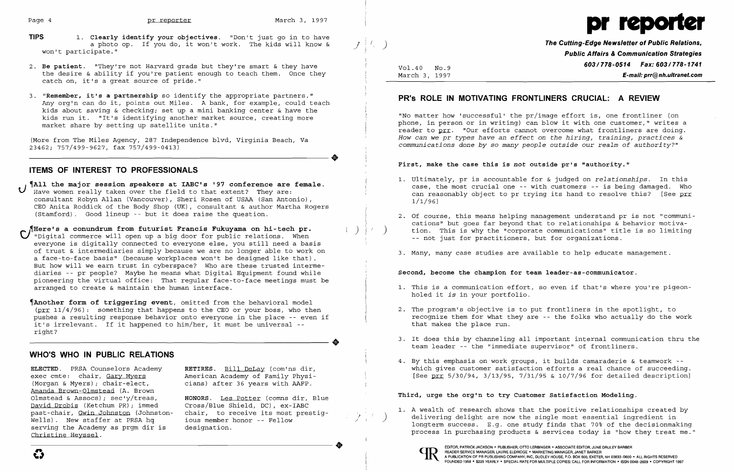**TIPS** 1. **Clearly identify your objectives.** "Don't just go in to have a photo op. If you do, it won't work. The kids will know & won't participate."

2. **Be patient.** "They're not Harvard grads but they're smart & they have the desire & ability if you're patient enough to teach them. Once they catch on, it's a great source of pride."

3. **"Remember, it's a partnership** so identify the appropriate partners." Any org'n can do it, points out Miles. A bank, for example, could teach kids about saving & checking; set up a mini banking center & have the kids run it. "It's identifying another market source, creating more market share by setting up satellite units."

(More from The Miles Agency, 287 Independence blvd, Virginia Beach, Va 23462; 757/499-9627, fax 757/499-0413)

## ITEMS OF INTEREST TO PROFESSIONALS

¶**All the major session speakers at IABC's '97 conference are female.** Have women really taken over the field to that extent? They are: consultant Robyn Allan (Vancouver), Sheri Rosen of USAA (San Antonio), CEO Anita Roddick of the Body Shop (UK), consultant & author Martha Rogers (Stamford). Good lineup -- but it does raise the question.

¶**Here's a conundrum from futurist Francis Fukuyama on hi-tech pr.** "Digital commerce will open up a big door for public relations. When everyone is digitally connected to everyone else, you still need a basis of trust & intermediaries simply because we are no longer able to work on a face-to-face basis" (because workplaces won't be designed like that). But how will we earn trust in cyberspace? Who are these trusted intermediaries -- pr people? Maybe he means what Digital Equipment found while pioneering the virtual office: That regular face-to-face meetings must be arranged to create & maintain the human interface.

¶**Another form of triggering event**, omitted from the behavioral model (prr 11/4/96): something that happens to the CEO or your boss, who then pushes a resulting response behavior onto everyone in the place -- even if it's irrelevant. If it happened to him/her, it must be universal -- right?

## WHO'S WHO IN PUBLIC RELATIONS

**ELECTED.** PRSA Counselors Academy exec cmte: chair, Gary Myers (Morgan & Myers); chair-elect, Amanda Brown-Olmstead (A. Brown Olmstead & Assocs); sec'y/treas, David Drobis (Ketchum PR); immed past-chair, Gwin Johnston (Johnston-Wells). New staffer at PRSA hq serving the Academy as prgm dir is Christine Heyssel.

**RETIRES.** Bill DeLay (com'ns dir, American Academy of Family Physicians) after 36 years with AAFP.

**HONORS.** Les Potter (comns dir, Blue Cross/Blue Shield, DC), ex-IABC chair, to receive its most prestigious member honor -- Fellow designation.

# pr reporter

**The Cutting-Edge Newsletter of Public Relations, Public Affairs & Communication Strategies**
**603/778-0514 Fax: 603/778-1741**
**E-mail: prr@nh.ultranet.com**

Vol.40 No.9
March 3, 1997

## PR's ROLE IN MOTIVATING FRONTLINERS CRUCIAL: A REVIEW

"No matter how 'successful' the pr/image effort is, one frontliner (on phone, in person or in writing) can blow it with one customer," writes a reader to prr. "Our efforts cannot overcome what frontliners are doing. *How can we pr types have an effect on the hiring, training, practices & communications done by so many people outside our realm of authority?*"

**First, make the case this is *not* outside pr's "authority."**

1. Ultimately, pr is accountable for & judged on *relationships*. In this case, the most crucial one -- with customers -- is being damaged. Who can reasonably object to pr trying its hand to resolve this? [See prr 1/1/96]

2. Of course, this means helping management understand pr is not "communications" but goes far beyond that to relationships & behavior motivation. This is why the "corporate communications" title is so limiting -- not just for practitioners, but for organizations.

3. Many, many case studies are available to help educate management.

**Second, become the champion for team leader-as-communicator.**

1. This is a communication effort, so even if that's where you're pigeonholed it *is* in your portfolio.

2. The program's objective is to put frontliners in the spotlight, to recognize them for what they are -- the folks who actually do the work that makes the place run.

3. It does this by channeling all important internal communication thru the team leader -- the "immediate supervisor" of frontliners.

4. By this emphasis on work groups, it builds camaraderie & teamwork -- which gives customer satisfaction efforts a real chance of succeeding. [See prr 5/30/94, 3/13/95, 7/31/95 & 10/7/96 for detailed description]

**Third, urge the org'n to try Customer Satisfaction Modeling.**

1. A wealth of research shows that the positive relationships created by delivering delight are now the single most essential ingredient in longterm success. E.g. one study finds that 70% of the decisionmaking process in purchasing products & services today is "how they treat me."

EDITOR, PATRICK JACKSON • PUBLISHER, OTTO LERBINGER • ASSOCIATE EDITOR, JUNE DRULEY BARBER
READER SERVICE MANAGER, LAURIE ELDRIDGE • MARKETING MANAGER, JANET BARKER
A PUBLICATION OF PR PUBLISHING COMPANY, INC., DUDLEY HOUSE, P.O. BOX 600, EXETER, NH 03833-0600 • ALL RIGHTS RESERVED
FOUNDED 1958 • $225 YEARLY • SPECIAL RATE FOR MULTIPLE COPIES: CALL FOR INFORMATION • ISSN 0048-2609 • COPYRIGHT 1997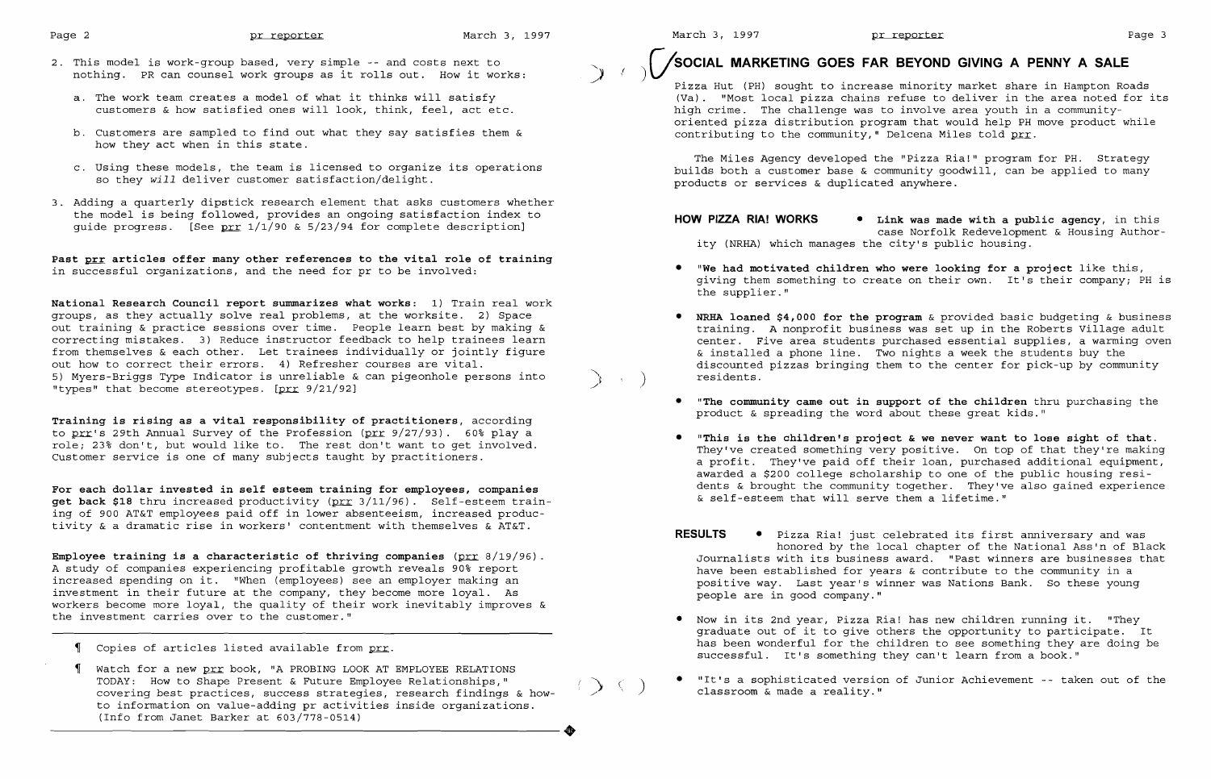2. This model is work-group based, very simple -- and costs next to nothing. PR can counsel work groups as it rolls out. How it works:

   a. The work team creates a model of what it thinks will satisfy customers & how satisfied ones will look, think, feel, act etc.

   b. Customers are sampled to find out what they say satisfies them & how they act when in this state.

   c. Using these models, the team is licensed to organize its operations so they *will* deliver customer satisfaction/delight.

3. Adding a quarterly dipstick research element that asks customers whether the model is being followed, provides an ongoing satisfaction index to guide progress. [See prr 1/1/90 & 5/23/94 for complete description]

**Past prr articles offer many other references to the vital role of training** in successful organizations, and the need for pr to be involved:

**National Research Council report summarizes what works:** 1) Train real work groups, as they actually solve real problems, at the worksite. 2) Space out training & practice sessions over time. People learn best by making & correcting mistakes. 3) Reduce instructor feedback to help trainees learn from themselves & each other. Let trainees individually or jointly figure out how to correct their errors. 4) Refresher courses are vital. 5) Myers-Briggs Type Indicator is unreliable & can pigeonhole persons into "types" that become stereotypes. [prr 9/21/92]

**Training is rising as a vital responsibility of practitioners**, according to prr's 29th Annual Survey of the Profession (prr 9/27/93). 60% play a role; 23% don't, but would like to. The rest don't want to get involved. Customer service is one of many subjects taught by practitioners.

**For each dollar invested in self esteem training for employees, companies get back $18** thru increased productivity (prr 3/11/96). Self-esteem training of 900 AT&T employees paid off in lower absenteeism, increased productivity & a dramatic rise in workers' contentment with themselves & AT&T.

**Employee training is a characteristic of thriving companies** (prr 8/19/96). A study of companies experiencing profitable growth reveals 90% report increased spending on it. "When (employees) see an employer making an investment in their future at the company, they become more loyal. As workers become more loyal, the quality of their work inevitably improves & the investment carries over to the customer."

---

¶ Copies of articles listed available from prr.

¶ Watch for a new prr book, "A PROBING LOOK AT EMPLOYEE RELATIONS TODAY: How to Shape Present & Future Employee Relationships," covering best practices, success strategies, research findings & how-to information on value-adding pr activities inside organizations. (Info from Janet Barker at 603/778-0514)

---

## SOCIAL MARKETING GOES FAR BEYOND GIVING A PENNY A SALE

Pizza Hut (PH) sought to increase minority market share in Hampton Roads (Va). "Most local pizza chains refuse to deliver in the area noted for its high crime. The challenge was to involve area youth in a community-oriented pizza distribution program that would help PH move product while contributing to the community," Delcena Miles told prr.

The Miles Agency developed the "Pizza Ria!" program for PH. Strategy builds both a customer base & community goodwill, can be applied to many products or services & duplicated anywhere.

**HOW PIZZA RIA! WORKS**

- **Link was made with a public agency**, in this case Norfolk Redevelopment & Housing Authority (NRHA) which manages the city's public housing.
- "**We had motivated children who were looking for a project** like this, giving them something to create on their own. It's their company; PH is the supplier."
- **NRHA loaned $4,000 for the program** & provided basic budgeting & business training. A nonprofit business was set up in the Roberts Village adult center. Five area students purchased essential supplies, a warming oven & installed a phone line. Two nights a week the students buy the discounted pizzas bringing them to the center for pick-up by community residents.
- "**The community came out in support of the children** thru purchasing the product & spreading the word about these great kids."
- "**This is the children's project & we never want to lose sight of that.** They've created something very positive. On top of that they're making a profit. They've paid off their loan, purchased additional equipment, awarded a $200 college scholarship to one of the public housing residents & brought the community together. They've also gained experience & self-esteem that will serve them a lifetime."

**RESULTS**

- Pizza Ria! just celebrated its first anniversary and was honored by the local chapter of the National Ass'n of Black Journalists with its business award. "Past winners are businesses that have been established for years & contribute to the community in a positive way. Last year's winner was Nations Bank. So these young people are in good company."
- Now in its 2nd year, Pizza Ria! has new children running it. "They graduate out of it to give others the opportunity to participate. It has been wonderful for the children to see something they are doing be successful. It's something they can't learn from a book."
- "It's a sophisticated version of Junior Achievement -- taken out of the classroom & made a reality."